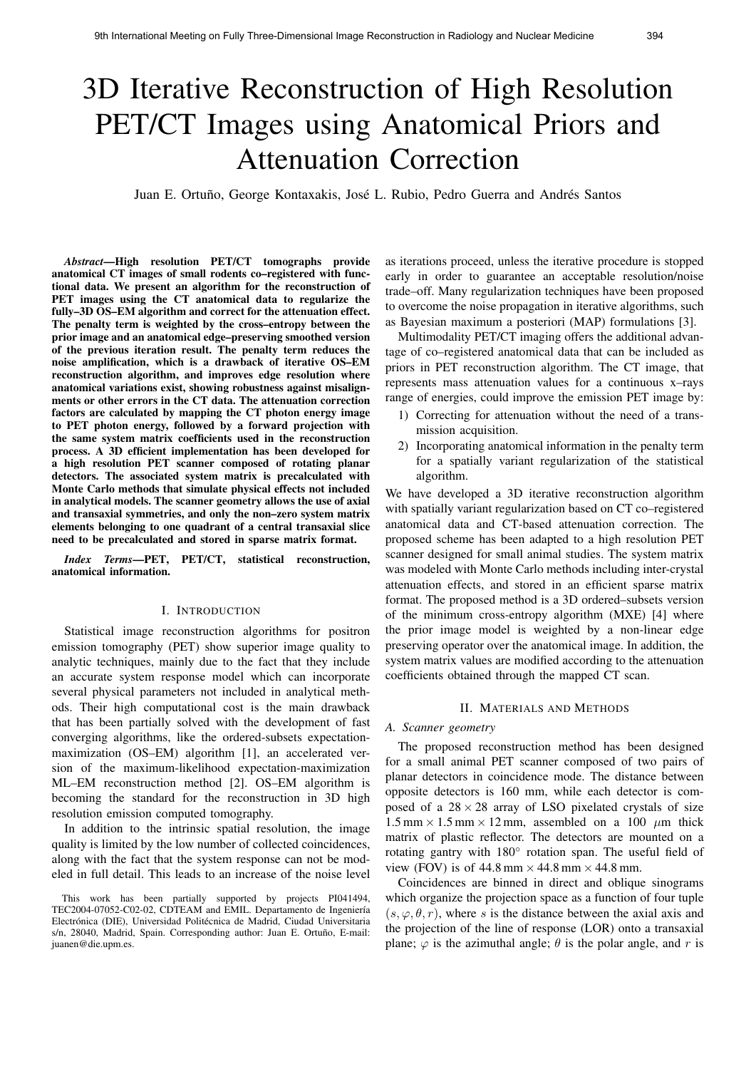# 3D Iterative Reconstruction of High Resolution PET/CT Images using Anatomical Priors and Attenuation Correction

Juan E. Ortuño, George Kontaxakis, José L. Rubio, Pedro Guerra and Andrés Santos

***Abstract*—High resolution PET/CT tomographs provide anatomical CT images of small rodents co–registered with functional data. We present an algorithm for the reconstruction of PET images using the CT anatomical data to regularize the fully–3D OS–EM algorithm and correct for the attenuation effect. The penalty term is weighted by the cross–entropy between the prior image and an anatomical edge–preserving smoothed version of the previous iteration result. The penalty term reduces the noise amplification, which is a drawback of iterative OS–EM reconstruction algorithm, and improves edge resolution where anatomical variations exist, showing robustness against misalignments or other errors in the CT data. The attenuation correction factors are calculated by mapping the CT photon energy image to PET photon energy, followed by a forward projection with the same system matrix coefficients used in the reconstruction process. A 3D efficient implementation has been developed for a high resolution PET scanner composed of rotating planar detectors. The associated system matrix is precalculated with Monte Carlo methods that simulate physical effects not included in analytical models. The scanner geometry allows the use of axial and transaxial symmetries, and only the non–zero system matrix elements belonging to one quadrant of a central transaxial slice need to be precalculated and stored in sparse matrix format.**

***Index Terms*—PET, PET/CT, statistical reconstruction, anatomical information.**

## I. Introduction

Statistical image reconstruction algorithms for positron emission tomography (PET) show superior image quality to analytic techniques, mainly due to the fact that they include an accurate system response model which can incorporate several physical parameters not included in analytical methods. Their high computational cost is the main drawback that has been partially solved with the development of fast converging algorithms, like the ordered-subsets expectation-maximization (OS–EM) algorithm [1], an accelerated version of the maximum-likelihood expectation-maximization ML–EM reconstruction method [2]. OS–EM algorithm is becoming the standard for the reconstruction in 3D high resolution emission computed tomography.

In addition to the intrinsic spatial resolution, the image quality is limited by the low number of collected coincidences, along with the fact that the system response can not be modeled in full detail. This leads to an increase of the noise level as iterations proceed, unless the iterative procedure is stopped early in order to guarantee an acceptable resolution/noise trade–off. Many regularization techniques have been proposed to overcome the noise propagation in iterative algorithms, such as Bayesian maximum a posteriori (MAP) formulations [3].

Multimodality PET/CT imaging offers the additional advantage of co–registered anatomical data that can be included as priors in PET reconstruction algorithm. The CT image, that represents mass attenuation values for a continuous x–rays range of energies, could improve the emission PET image by:

1) Correcting for attenuation without the need of a transmission acquisition.
2) Incorporating anatomical information in the penalty term for a spatially variant regularization of the statistical algorithm.

We have developed a 3D iterative reconstruction algorithm with spatially variant regularization based on CT co–registered anatomical data and CT-based attenuation correction. The proposed scheme has been adapted to a high resolution PET scanner designed for small animal studies. The system matrix was modeled with Monte Carlo methods including inter-crystal attenuation effects, and stored in an efficient sparse matrix format. The proposed method is a 3D ordered–subsets version of the minimum cross-entropy algorithm (MXE) [4] where the prior image model is weighted by a non-linear edge preserving operator over the anatomical image. In addition, the system matrix values are modified according to the attenuation coefficients obtained through the mapped CT scan.

## II. Materials and Methods

### A. Scanner geometry

The proposed reconstruction method has been designed for a small animal PET scanner composed of two pairs of planar detectors in coincidence mode. The distance between opposite detectors is 160 mm, while each detector is composed of a $28 \times 28$ array of LSO pixelated crystals of size $1.5\,\text{mm} \times 1.5\,\text{mm} \times 12\,\text{mm}$, assembled on a 100 $\mu$m thick matrix of plastic reflector. The detectors are mounted on a rotating gantry with 180° rotation span. The useful field of view (FOV) is of $44.8\,\text{mm} \times 44.8\,\text{mm} \times 44.8\,\text{mm}$.

Coincidences are binned in direct and oblique sinograms which organize the projection space as a function of four tuple $(s, \varphi, \theta, r)$, where $s$ is the distance between the axial axis and the projection of the line of response (LOR) onto a transaxial plane; $\varphi$ is the azimuthal angle; $\theta$ is the polar angle, and $r$ is

This work has been partially supported by projects PI041494, TEC2004-07052-C02-02, CDTEAM and EMIL. Departamento de Ingeniería Electrónica (DIE), Universidad Politécnica de Madrid, Ciudad Universitaria s/n, 28040, Madrid, Spain. Corresponding author: Juan E. Ortuño, E-mail: juanen@die.upm.es.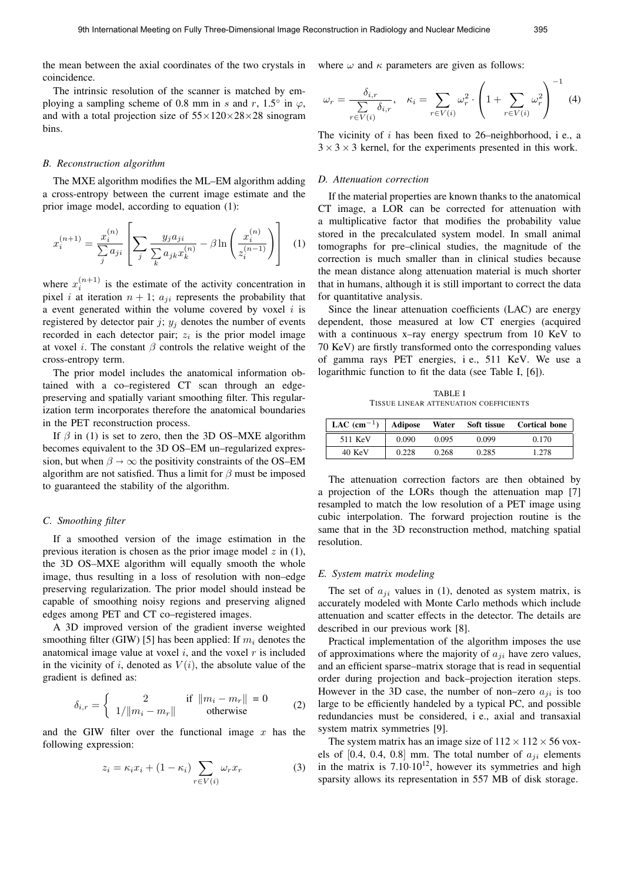the mean between the axial coordinates of the two crystals in coincidence.

The intrinsic resolution of the scanner is matched by employing a sampling scheme of 0.8 mm in $s$ and $r$, 1.5° in $\varphi$, and with a total projection size of 55×120×28×28 sinogram bins.

### B. Reconstruction algorithm

The MXE algorithm modifies the ML–EM algorithm adding a cross-entropy between the current image estimate and the prior image model, according to equation (1):

$$x_i^{(n+1)} = \frac{x_i^{(n)}}{\sum_j a_{ji}} \left[ \sum_j \frac{y_j a_{ji}}{\sum_k a_{jk} x_k^{(n)}} - \beta \ln \left( \frac{x_i^{(n)}}{z_i^{(n-1)}} \right) \right] \quad (1)$$

where $x_i^{(n+1)}$ is the estimate of the activity concentration in pixel $i$ at iteration $n+1$; $a_{ji}$ represents the probability that a event generated within the volume covered by voxel $i$ is registered by detector pair $j$; $y_j$ denotes the number of events recorded in each detector pair; $z_i$ is the prior model image at voxel $i$. The constant $\beta$ controls the relative weight of the cross-entropy term.

The prior model includes the anatomical information obtained with a co–registered CT scan through an edge-preserving and spatially variant smoothing filter. This regularization term incorporates therefore the anatomical boundaries in the PET reconstruction process.

If $\beta$ in (1) is set to zero, then the 3D OS–MXE algorithm becomes equivalent to the 3D OS–EM un–regularized expression, but when $\beta \to \infty$ the positivity constraints of the OS–EM algorithm are not satisfied. Thus a limit for $\beta$ must be imposed to guaranteed the stability of the algorithm.

### C. Smoothing filter

If a smoothed version of the image estimation in the previous iteration is chosen as the prior image model $z$ in (1), the 3D OS–MXE algorithm will equally smooth the whole image, thus resulting in a loss of resolution with non–edge preserving regularization. The prior model should instead be capable of smoothing noisy regions and preserving aligned edges among PET and CT co–registered images.

A 3D improved version of the gradient inverse weighted smoothing filter (GIW) [5] has been applied: If $m_i$ denotes the anatomical image value at voxel $i$, and the voxel $r$ is included in the vicinity of $i$, denoted as $V(i)$, the absolute value of the gradient is defined as:

$$\delta_{i,r} = \begin{cases} 2 & \text{if } \|m_i - m_r\| = 0 \\ 1/\|m_i - m_r\| & \text{otherwise} \end{cases} \quad (2)$$

and the GIW filter over the functional image $x$ has the following expression:

$$z_i = \kappa_i x_i + (1 - \kappa_i) \sum_{r \in V(i)} \omega_r x_r \quad (3)$$

where $\omega$ and $\kappa$ parameters are given as follows:

$$\omega_r = \frac{\delta_{i,r}}{\sum_{r \in V(i)} \delta_{i,r}}, \quad \kappa_i = \sum_{r \in V(i)} \omega_r^2 \cdot \left( 1 + \sum_{r \in V(i)} \omega_r^2 \right)^{-1} \quad (4)$$

The vicinity of $i$ has been fixed to 26–neighborhood, i e., a $3 \times 3 \times 3$ kernel, for the experiments presented in this work.

### D. Attenuation correction

If the material properties are known thanks to the anatomical CT image, a LOR can be corrected for attenuation with a multiplicative factor that modifies the probability value stored in the precalculated system model. In small animal tomographs for pre–clinical studies, the magnitude of the correction is much smaller than in clinical studies because the mean distance along attenuation material is much shorter that in humans, although it is still important to correct the data for quantitative analysis.

Since the linear attenuation coefficients (LAC) are energy dependent, those measured at low CT energies (acquired with a continuous x–ray energy spectrum from 10 KeV to 70 KeV) are firstly transformed onto the corresponding values of gamma rays PET energies, i e., 511 KeV. We use a logarithmic function to fit the data (see Table I, [6]).

TABLE I
TISSUE LINEAR ATTENUATION COEFFICIENTS

| LAC ($cm^{-1}$) | Adipose | Water | Soft tissue | Cortical bone |
|---|---|---|---|---|
| 511 KeV | 0.090 | 0.095 | 0.099 | 0.170 |
| 40 KeV | 0.228 | 0.268 | 0.285 | 1.278 |

The attenuation correction factors are then obtained by a projection of the LORs though the attenuation map [7] resampled to match the low resolution of a PET image using cubic interpolation. The forward projection routine is the same that in the 3D reconstruction method, matching spatial resolution.

### E. System matrix modeling

The set of $a_{ji}$ values in (1), denoted as system matrix, is accurately modeled with Monte Carlo methods which include attenuation and scatter effects in the detector. The details are described in our previous work [8].

Practical implementation of the algorithm imposes the use of approximations where the majority of $a_{ji}$ have zero values, and an efficient sparse–matrix storage that is read in sequential order during projection and back–projection iteration steps. However in the 3D case, the number of non–zero $a_{ji}$ is too large to be efficiently handeled by a typical PC, and possible redundancies must be considered, i e., axial and transaxial system matrix symmetries [9].

The system matrix has an image size of $112 \times 112 \times 56$ voxels of [0.4, 0.4, 0.8] mm. The total number of $a_{ji}$ elements in the matrix is $7.10 \cdot 10^{12}$, however its symmetries and high sparsity allows its representation in 557 MB of disk storage.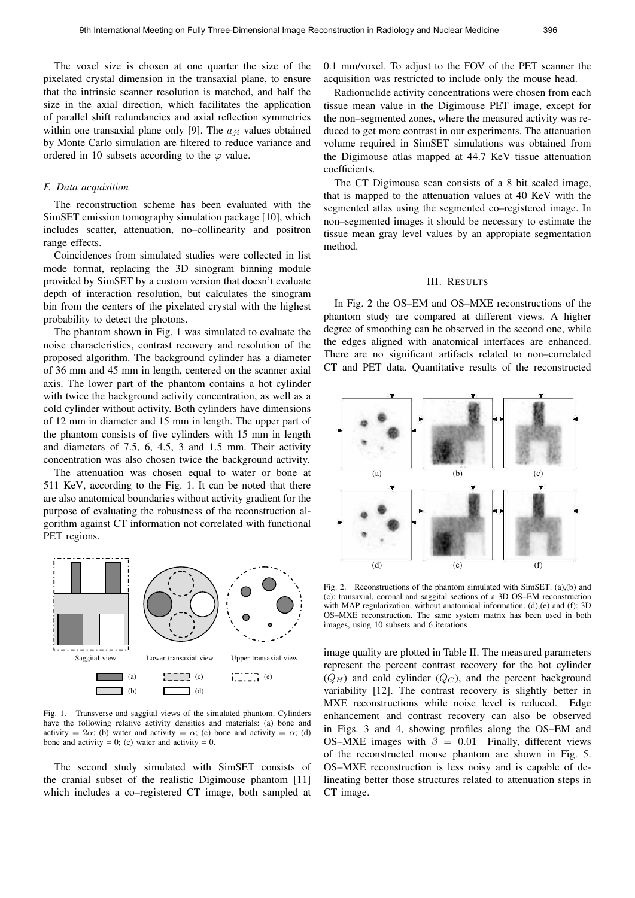The voxel size is chosen at one quarter the size of the pixelated crystal dimension in the transaxial plane, to ensure that the intrinsic scanner resolution is matched, and half the size in the axial direction, which facilitates the application of parallel shift redundancies and axial reflection symmetries within one transaxial plane only [9]. The $a_{ji}$ values obtained by Monte Carlo simulation are filtered to reduce variance and ordered in 10 subsets according to the $\varphi$ value.

### F. Data acquisition

The reconstruction scheme has been evaluated with the SimSET emission tomography simulation package [10], which includes scatter, attenuation, no–collinearity and positron range effects.

Coincidences from simulated studies were collected in list mode format, replacing the 3D sinogram binning module provided by SimSET by a custom version that doesn't evaluate depth of interaction resolution, but calculates the sinogram bin from the centers of the pixelated crystal with the highest probability to detect the photons.

The phantom shown in Fig. 1 was simulated to evaluate the noise characteristics, contrast recovery and resolution of the proposed algorithm. The background cylinder has a diameter of 36 mm and 45 mm in length, centered on the scanner axial axis. The lower part of the phantom contains a hot cylinder with twice the background activity concentration, as well as a cold cylinder without activity. Both cylinders have dimensions of 12 mm in diameter and 15 mm in length. The upper part of the phantom consists of five cylinders with 15 mm in length and diameters of 7.5, 6, 4.5, 3 and 1.5 mm. Their activity concentration was also chosen twice the background activity.

The attenuation was chosen equal to water or bone at 511 KeV, according to the Fig. 1. It can be noted that there are also anatomical boundaries without activity gradient for the purpose of evaluating the robustness of the reconstruction algorithm against CT information not correlated with functional PET regions.

Fig. 1. Transverse and saggital views of the simulated phantom. Cylinders have the following relative activity densities and materials: (a) bone and activity = $2\alpha$; (b) water and activity = $\alpha$; (c) bone and activity = $\alpha$; (d) bone and activity = 0; (e) water and activity = 0.

The second study simulated with SimSET consists of the cranial subset of the realistic Digimouse phantom [11] which includes a co–registered CT image, both sampled at 0.1 mm/voxel. To adjust to the FOV of the PET scanner the acquisition was restricted to include only the mouse head.

Radionuclide activity concentrations were chosen from each tissue mean value in the Digimouse PET image, except for the non–segmented zones, where the measured activity was reduced to get more contrast in our experiments. The attenuation volume required in SimSET simulations was obtained from the Digimouse atlas mapped at 44.7 KeV tissue attenuation coefficients.

The CT Digimouse scan consists of a 8 bit scaled image, that is mapped to the attenuation values at 40 KeV with the segmented atlas using the segmented co–registered image. In non–segmented images it should be necessary to estimate the tissue mean gray level values by an appropiate segmentation method.

## III. Results

In Fig. 2 the OS–EM and OS–MXE reconstructions of the phantom study are compared at different views. A higher degree of smoothing can be observed in the second one, while the edges aligned with anatomical interfaces are enhanced. There are no significant artifacts related to non–correlated CT and PET data. Quantitative results of the reconstructed image quality are plotted in Table II. The measured parameters represent the percent contrast recovery for the hot cylinder ($Q_H$) and cold cylinder ($Q_C$), and the percent background variability [12]. The contrast recovery is slightly better in MXE reconstructions while noise level is reduced. Edge enhancement and contrast recovery can also be observed in Figs. 3 and 4, showing profiles along the OS–EM and OS–MXE images with $\beta = 0.01$ Finally, different views of the reconstructed mouse phantom are shown in Fig. 5. OS–MXE reconstruction is less noisy and is capable of delineating better those structures related to attenuation steps in CT image.

Fig. 2. Reconstructions of the phantom simulated with SimSET. (a),(b) and (c): transaxial, coronal and saggital sections of a 3D OS–EM reconstruction with MAP regularization, without anatomical information. (d),(e) and (f): 3D OS–MXE reconstruction. The same system matrix has been used in both images, using 10 subsets and 6 iterations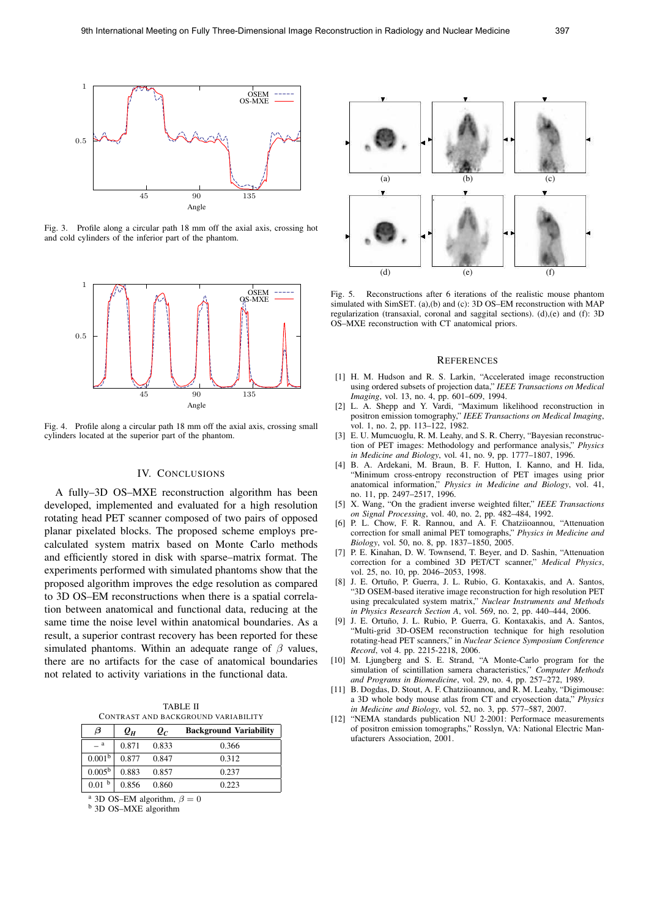1

0.5

45

90

135

Angle

OSEM

OS-MXE

Fig. 3. Profile along a circular path 18 mm off the axial axis, crossing hot and cold cylinders of the inferior part of the phantom.

1

0.5

45

90

135

Angle

OSEM

OS-MXE

Fig. 4. Profile along a circular path 18 mm off the axial axis, crossing small cylinders located at the superior part of the phantom.

## IV. Conclusions

A fully–3D OS–MXE reconstruction algorithm has been developed, implemented and evaluated for a high resolution rotating head PET scanner composed of two pairs of opposed planar pixelated blocks. The proposed scheme employs pre-calculated system matrix based on Monte Carlo methods and efficiently stored in disk with sparse–matrix format. The experiments performed with simulated phantoms show that the proposed algorithm improves the edge resolution as compared to 3D OS–EM reconstructions when there is a spatial correlation between anatomical and functional data, reducing at the same time the noise level within anatomical boundaries. As a result, a superior contrast recovery has been reported for these simulated phantoms. Within an adequate range of $\beta$ values, there are no artifacts for the case of anatomical boundaries not related to activity variations in the functional data.

TABLE II
Contrast and Background Variability

| $\beta$ | $Q_H$ | $Q_C$ | Background Variability |
|---|---|---|---|
| – [a] | 0.871 | 0.833 | 0.366 |
| 0.001[b] | 0.877 | 0.847 | 0.312 |
| 0.005[b] | 0.883 | 0.857 | 0.237 |
| 0.01 [b] | 0.856 | 0.860 | 0.223 |

[a] 3D OS–EM algorithm, $\beta = 0$
[b] 3D OS–MXE algorithm

(a) (b) (c)

(d) (e) (f)

Fig. 5. Reconstructions after 6 iterations of the realistic mouse phantom simulated with SimSET. (a),(b) and (c): 3D OS–MXE reconstruction with MAP regularization (transaxial, coronal and saggital sections). (d),(e) and (f): 3D OS–MXE reconstruction with CT anatomical priors.

## References

[1] H. M. Hudson and R. S. Larkin, “Accelerated image reconstruction using ordered subsets of projection data,” *IEEE Transactions on Medical Imaging*, vol. 13, no. 4, pp. 601–609, 1994.

[2] L. A. Shepp and Y. Vardi, “Maximum likelihood reconstruction in positron emission tomography,” *IEEE Transactions on Medical Imaging*, vol. 1, no. 2, pp. 113–122, 1982.

[3] E. U. Mumcuoglu, R. M. Leahy, and S. R. Cherry, “Bayesian reconstruction of PET images: Methodology and performance analysis,” *Physics in Medicine and Biology*, vol. 41, no. 9, pp. 1777–1807, 1996.

[4] B. A. Ardekani, M. Braun, B. F. Hutton, I. Kanno, and H. Iida, “Minimum cross-entropy reconstruction of PET images using prior anatomical information,” *Physics in Medicine and Biology*, vol. 41, no. 11, pp. 2497–2517, 1996.

[5] X. Wang, “On the gradient inverse weighted filter,” *IEEE Transactions on Signal Processing*, vol. 40, no. 2, pp. 482–484, 1992.

[6] P. L. Chow, F. R. Rannou, and A. F. Chatziioannou, “Attenuation correction for small animal PET tomographs,” *Physics in Medicine and Biology*, vol. 50, no. 8, pp. 1837–1850, 2005.

[7] P. E. Kinahan, D. W. Townsend, T. Beyer, and D. Sashin, “Attenuation correction for a combined 3D PET/CT scanner,” *Medical Physics*, vol. 25, no. 10, pp. 2046–2053, 1998.

[8] J. E. Ortuño, P. Guerra, J. L. Rubio, G. Kontaxakis, and A. Santos, “3D OSEM-based iterative image reconstruction for high resolution PET using precalculated system matrix,” *Nuclear Instruments and Methods in Physics Research Section A*, vol. 569, no. 2, pp. 440–444, 2006.

[9] J. E. Ortuño, J. L. Rubio, P. Guerra, G. Kontaxakis, and A. Santos, “Multi-grid 3D-OSEM reconstruction technique for high resolution rotating-head PET scanners,” in *Nuclear Science Symposium Conference Record*, vol 4. pp. 2215-2218, 2006.

[10] M. Ljungberg and S. E. Strand, “A Monte-Carlo program for the simulation of scintillation camera characteristics,” *Computer Methods and Programs in Biomedicine*, vol. 29, no. 4, pp. 257–272, 1989.

[11] B. Dogdas, D. Stout, A. F. Chatziioannou, and R. M. Leahy, “Digimouse: a 3D whole body mouse atlas from CT and cryosection data,” *Physics in Medicine and Biology*, vol. 52, no. 3, pp. 577–587, 2007.

[12] “NEMA standards publication NU 2-2001: Performace measurements of positron emission tomographs,” Rosslyn, VA: National Electric Manufacturers Association, 2001.